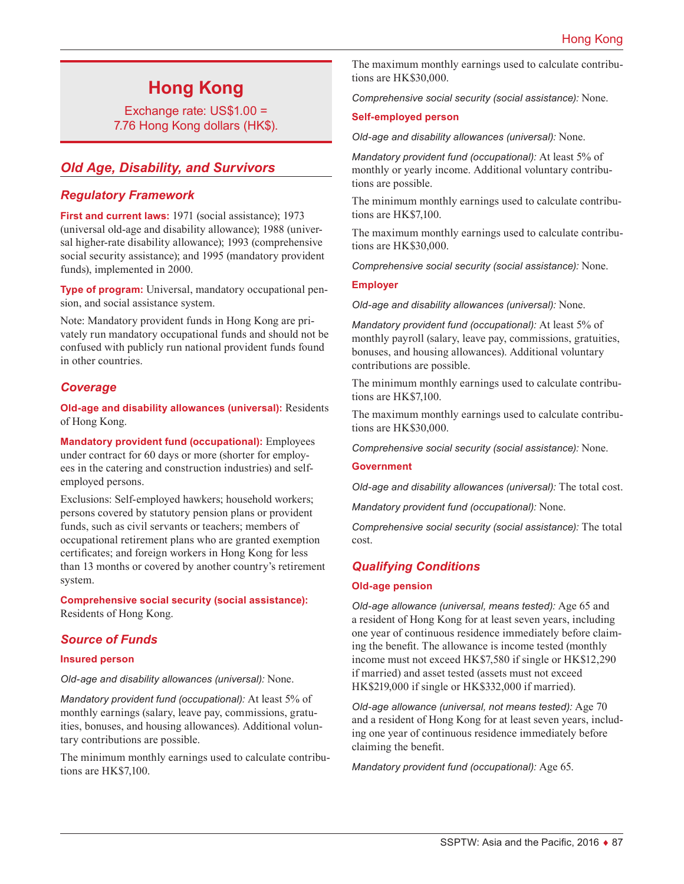# Hong Kong

Exchange rate: US$1.00 = 7.76 Hong Kong dollars (HK$).

## Old Age, Disability, and Survivors

### Regulatory Framework

**First and current laws:** 1971 (social assistance); 1973 (universal old-age and disability allowance); 1988 (universal higher-rate disability allowance); 1993 (comprehensive social security assistance); and 1995 (mandatory provident funds), implemented in 2000.

**Type of program:** Universal, mandatory occupational pension, and social assistance system.

Note: Mandatory provident funds in Hong Kong are privately run mandatory occupational funds and should not be confused with publicly run national provident funds found in other countries.

### Coverage

**Old-age and disability allowances (universal):** Residents of Hong Kong.

**Mandatory provident fund (occupational):** Employees under contract for 60 days or more (shorter for employees in the catering and construction industries) and self-employed persons.

Exclusions: Self-employed hawkers; household workers; persons covered by statutory pension plans or provident funds, such as civil servants or teachers; members of occupational retirement plans who are granted exemption certificates; and foreign workers in Hong Kong for less than 13 months or covered by another country's retirement system.

**Comprehensive social security (social assistance):** Residents of Hong Kong.

### Source of Funds

#### Insured person

*Old-age and disability allowances (universal):* None.

*Mandatory provident fund (occupational):* At least 5% of monthly earnings (salary, leave pay, commissions, gratuities, bonuses, and housing allowances). Additional voluntary contributions are possible.

The minimum monthly earnings used to calculate contributions are HK$7,100.

The maximum monthly earnings used to calculate contributions are HK$30,000.

*Comprehensive social security (social assistance):* None.

#### Self-employed person

*Old-age and disability allowances (universal):* None.

*Mandatory provident fund (occupational):* At least 5% of monthly or yearly income. Additional voluntary contributions are possible.

The minimum monthly earnings used to calculate contributions are HK$7,100.

The maximum monthly earnings used to calculate contributions are HK$30,000.

*Comprehensive social security (social assistance):* None.

#### Employer

*Old-age and disability allowances (universal):* None.

*Mandatory provident fund (occupational):* At least 5% of monthly payroll (salary, leave pay, commissions, gratuities, bonuses, and housing allowances). Additional voluntary contributions are possible.

The minimum monthly earnings used to calculate contributions are HK$7,100.

The maximum monthly earnings used to calculate contributions are HK$30,000.

*Comprehensive social security (social assistance):* None.

#### Government

*Old-age and disability allowances (universal):* The total cost.

*Mandatory provident fund (occupational):* None.

*Comprehensive social security (social assistance):* The total cost.

### Qualifying Conditions

#### Old-age pension

*Old-age allowance (universal, means tested):* Age 65 and a resident of Hong Kong for at least seven years, including one year of continuous residence immediately before claiming the benefit. The allowance is income tested (monthly income must not exceed HK$7,580 if single or HK$12,290 if married) and asset tested (assets must not exceed HK$219,000 if single or HK$332,000 if married).

*Old-age allowance (universal, not means tested):* Age 70 and a resident of Hong Kong for at least seven years, including one year of continuous residence immediately before claiming the benefit.

*Mandatory provident fund (occupational):* Age 65.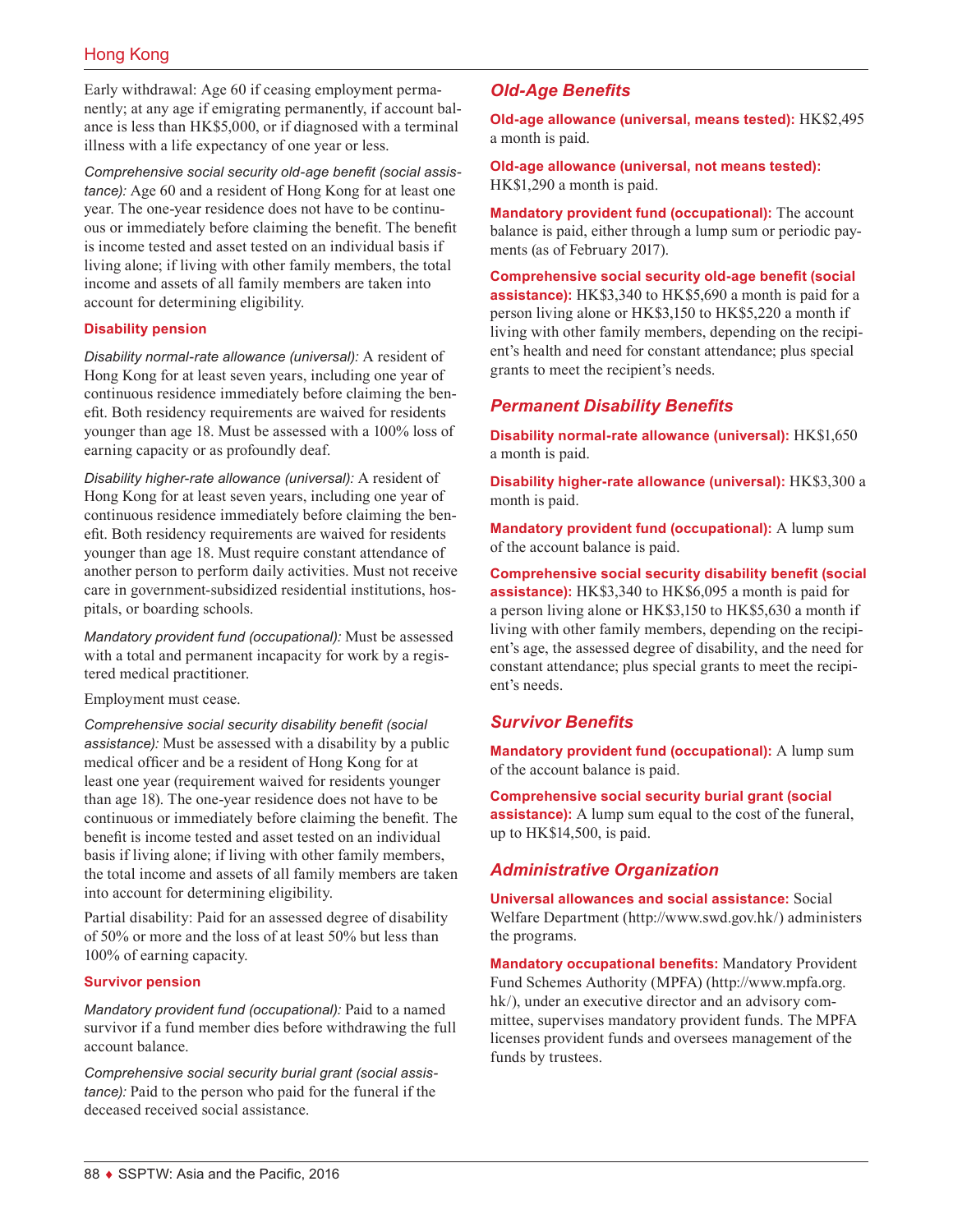Early withdrawal: Age 60 if ceasing employment permanently; at any age if emigrating permanently, if account balance is less than HK$5,000, or if diagnosed with a terminal illness with a life expectancy of one year or less.

*Comprehensive social security old-age benefit (social assistance):* Age 60 and a resident of Hong Kong for at least one year. The one-year residence does not have to be continuous or immediately before claiming the benefit. The benefit is income tested and asset tested on an individual basis if living alone; if living with other family members, the total income and assets of all family members are taken into account for determining eligibility.

### Disability pension

*Disability normal-rate allowance (universal):* A resident of Hong Kong for at least seven years, including one year of continuous residence immediately before claiming the benefit. Both residency requirements are waived for residents younger than age 18. Must be assessed with a 100% loss of earning capacity or as profoundly deaf.

*Disability higher-rate allowance (universal):* A resident of Hong Kong for at least seven years, including one year of continuous residence immediately before claiming the benefit. Both residency requirements are waived for residents younger than age 18. Must require constant attendance of another person to perform daily activities. Must not receive care in government-subsidized residential institutions, hospitals, or boarding schools.

*Mandatory provident fund (occupational):* Must be assessed with a total and permanent incapacity for work by a registered medical practitioner.

Employment must cease.

*Comprehensive social security disability benefit (social assistance):* Must be assessed with a disability by a public medical officer and be a resident of Hong Kong for at least one year (requirement waived for residents younger than age 18). The one-year residence does not have to be continuous or immediately before claiming the benefit. The benefit is income tested and asset tested on an individual basis if living alone; if living with other family members, the total income and assets of all family members are taken into account for determining eligibility.

Partial disability: Paid for an assessed degree of disability of 50% or more and the loss of at least 50% but less than 100% of earning capacity.

### Survivor pension

*Mandatory provident fund (occupational):* Paid to a named survivor if a fund member dies before withdrawing the full account balance.

*Comprehensive social security burial grant (social assistance):* Paid to the person who paid for the funeral if the deceased received social assistance.

## Old-Age Benefits

**Old-age allowance (universal, means tested):** HK$2,495 a month is paid.

**Old-age allowance (universal, not means tested):** HK$1,290 a month is paid.

**Mandatory provident fund (occupational):** The account balance is paid, either through a lump sum or periodic payments (as of February 2017).

**Comprehensive social security old-age benefit (social assistance):** HK$3,340 to HK$5,690 a month is paid for a person living alone or HK$3,150 to HK$5,220 a month if living with other family members, depending on the recipient's health and need for constant attendance; plus special grants to meet the recipient's needs.

## Permanent Disability Benefits

**Disability normal-rate allowance (universal):** HK$1,650 a month is paid.

**Disability higher-rate allowance (universal):** HK$3,300 a month is paid.

**Mandatory provident fund (occupational):** A lump sum of the account balance is paid.

**Comprehensive social security disability benefit (social assistance):** HK$3,340 to HK$6,095 a month is paid for a person living alone or HK$3,150 to HK$5,630 a month if living with other family members, depending on the recipient's age, the assessed degree of disability, and the need for constant attendance; plus special grants to meet the recipient's needs.

## Survivor Benefits

**Mandatory provident fund (occupational):** A lump sum of the account balance is paid.

**Comprehensive social security burial grant (social assistance):** A lump sum equal to the cost of the funeral, up to HK$14,500, is paid.

## Administrative Organization

**Universal allowances and social assistance:** Social Welfare Department (http://www.swd.gov.hk/) administers the programs.

**Mandatory occupational benefits:** Mandatory Provident Fund Schemes Authority (MPFA) (http://www.mpfa.org.hk/), under an executive director and an advisory committee, supervises mandatory provident funds. The MPFA licenses provident funds and oversees management of the funds by trustees.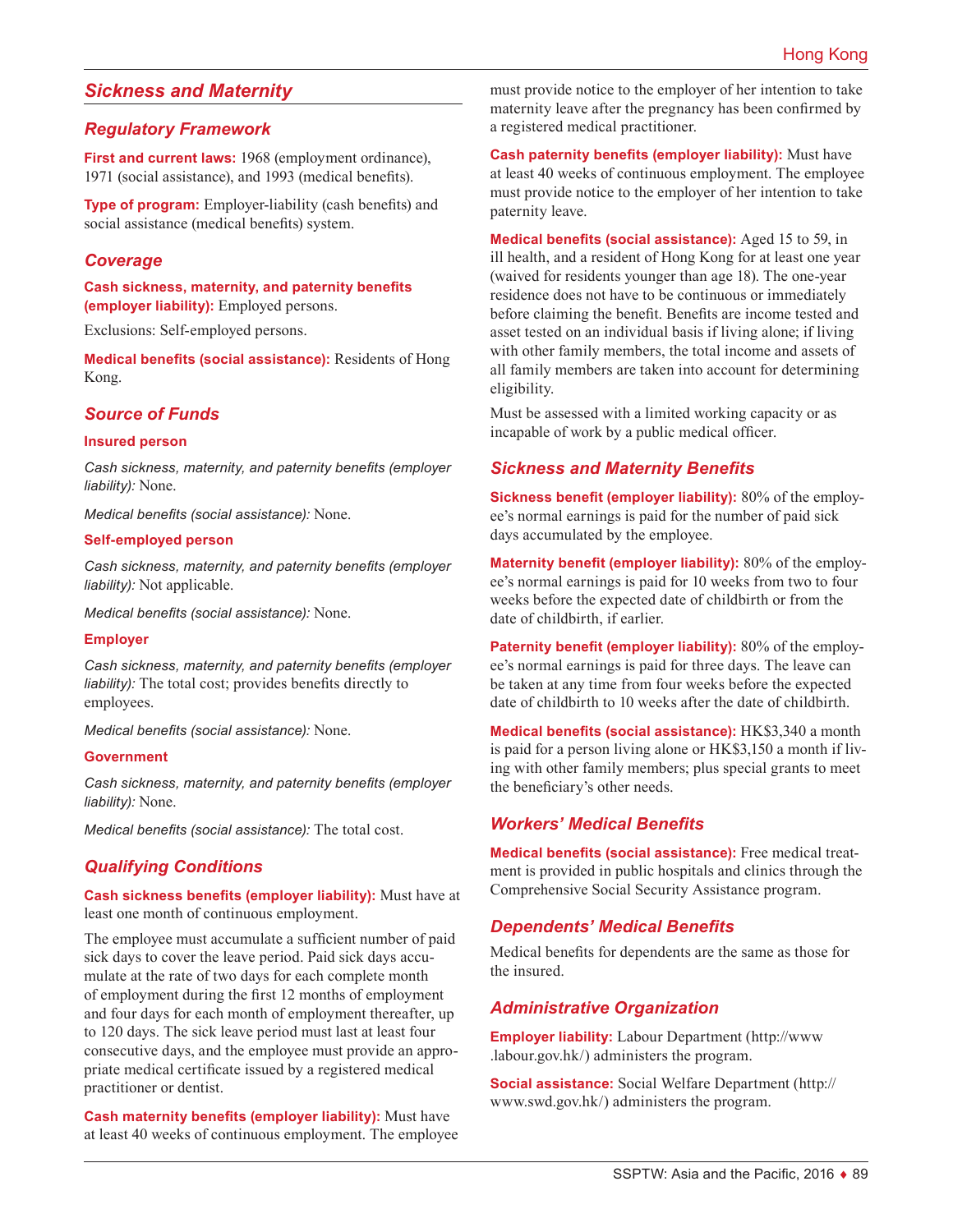## Sickness and Maternity

### Regulatory Framework

**First and current laws:** 1968 (employment ordinance), 1971 (social assistance), and 1993 (medical benefits).

**Type of program:** Employer-liability (cash benefits) and social assistance (medical benefits) system.

### Coverage

**Cash sickness, maternity, and paternity benefits (employer liability):** Employed persons.

Exclusions: Self-employed persons.

**Medical benefits (social assistance):** Residents of Hong Kong.

### Source of Funds

**Insured person**

*Cash sickness, maternity, and paternity benefits (employer liability):* None.

*Medical benefits (social assistance):* None.

**Self-employed person**

*Cash sickness, maternity, and paternity benefits (employer liability):* Not applicable.

*Medical benefits (social assistance):* None.

**Employer**

*Cash sickness, maternity, and paternity benefits (employer liability):* The total cost; provides benefits directly to employees.

*Medical benefits (social assistance):* None.

**Government**

*Cash sickness, maternity, and paternity benefits (employer liability):* None.

*Medical benefits (social assistance):* The total cost.

### Qualifying Conditions

**Cash sickness benefits (employer liability):** Must have at least one month of continuous employment.

The employee must accumulate a sufficient number of paid sick days to cover the leave period. Paid sick days accumulate at the rate of two days for each complete month of employment during the first 12 months of employment and four days for each month of employment thereafter, up to 120 days. The sick leave period must last at least four consecutive days, and the employee must provide an appropriate medical certificate issued by a registered medical practitioner or dentist.

**Cash maternity benefits (employer liability):** Must have at least 40 weeks of continuous employment. The employee must provide notice to the employer of her intention to take maternity leave after the pregnancy has been confirmed by a registered medical practitioner.

**Cash paternity benefits (employer liability):** Must have at least 40 weeks of continuous employment. The employee must provide notice to the employer of her intention to take paternity leave.

**Medical benefits (social assistance):** Aged 15 to 59, in ill health, and a resident of Hong Kong for at least one year (waived for residents younger than age 18). The one-year residence does not have to be continuous or immediately before claiming the benefit. Benefits are income tested and asset tested on an individual basis if living alone; if living with other family members, the total income and assets of all family members are taken into account for determining eligibility.

Must be assessed with a limited working capacity or as incapable of work by a public medical officer.

### Sickness and Maternity Benefits

**Sickness benefit (employer liability):** 80% of the employee's normal earnings is paid for the number of paid sick days accumulated by the employee.

**Maternity benefit (employer liability):** 80% of the employee's normal earnings is paid for 10 weeks from two to four weeks before the expected date of childbirth or from the date of childbirth, if earlier.

**Paternity benefit (employer liability):** 80% of the employee's normal earnings is paid for three days. The leave can be taken at any time from four weeks before the expected date of childbirth to 10 weeks after the date of childbirth.

**Medical benefits (social assistance):** HK$3,340 a month is paid for a person living alone or HK$3,150 a month if living with other family members; plus special grants to meet the beneficiary's other needs.

### Workers' Medical Benefits

**Medical benefits (social assistance):** Free medical treatment is provided in public hospitals and clinics through the Comprehensive Social Security Assistance program.

### Dependents' Medical Benefits

Medical benefits for dependents are the same as those for the insured.

### Administrative Organization

**Employer liability:** Labour Department (http://www.labour.gov.hk/) administers the program.

**Social assistance:** Social Welfare Department (http://www.swd.gov.hk/) administers the program.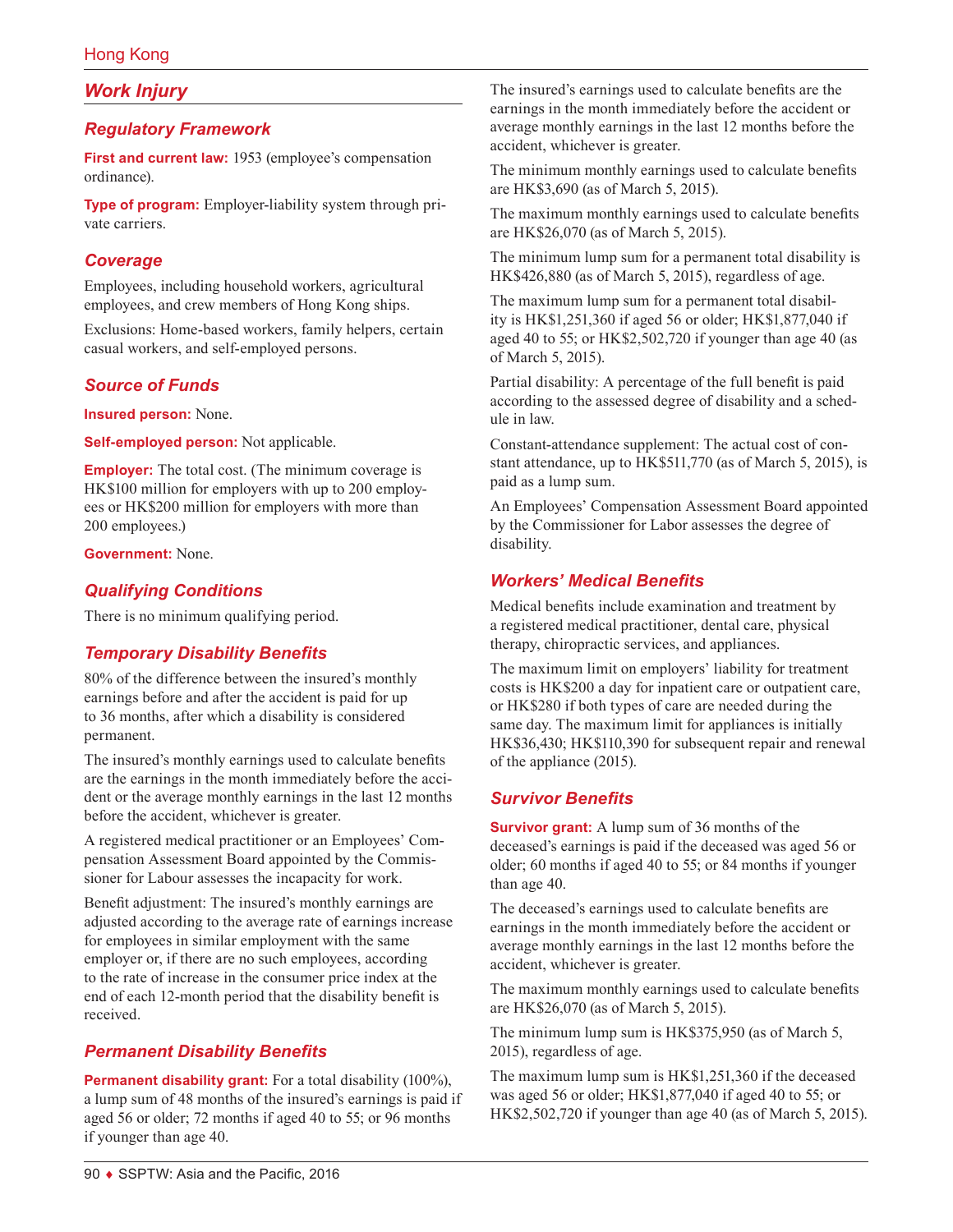## Work Injury

### Regulatory Framework

**First and current law:** 1953 (employee's compensation ordinance).

**Type of program:** Employer-liability system through private carriers.

### Coverage

Employees, including household workers, agricultural employees, and crew members of Hong Kong ships.

Exclusions: Home-based workers, family helpers, certain casual workers, and self-employed persons.

### Source of Funds

**Insured person:** None.

**Self-employed person:** Not applicable.

**Employer:** The total cost. (The minimum coverage is HK$100 million for employers with up to 200 employees or HK$200 million for employers with more than 200 employees.)

**Government:** None.

### Qualifying Conditions

There is no minimum qualifying period.

### Temporary Disability Benefits

80% of the difference between the insured's monthly earnings before and after the accident is paid for up to 36 months, after which a disability is considered permanent.

The insured's monthly earnings used to calculate benefits are the earnings in the month immediately before the accident or the average monthly earnings in the last 12 months before the accident, whichever is greater.

A registered medical practitioner or an Employees' Compensation Assessment Board appointed by the Commissioner for Labour assesses the incapacity for work.

Benefit adjustment: The insured's monthly earnings are adjusted according to the average rate of earnings increase for employees in similar employment with the same employer or, if there are no such employees, according to the rate of increase in the consumer price index at the end of each 12-month period that the disability benefit is received.

### Permanent Disability Benefits

**Permanent disability grant:** For a total disability (100%), a lump sum of 48 months of the insured's earnings is paid if aged 56 or older; 72 months if aged 40 to 55; or 96 months if younger than age 40.

The insured's earnings used to calculate benefits are the earnings in the month immediately before the accident or average monthly earnings in the last 12 months before the accident, whichever is greater.

The minimum monthly earnings used to calculate benefits are HK$3,690 (as of March 5, 2015).

The maximum monthly earnings used to calculate benefits are HK$26,070 (as of March 5, 2015).

The minimum lump sum for a permanent total disability is HK$426,880 (as of March 5, 2015), regardless of age.

The maximum lump sum for a permanent total disability is HK$1,251,360 if aged 56 or older; HK$1,877,040 if aged 40 to 55; or HK$2,502,720 if younger than age 40 (as of March 5, 2015).

Partial disability: A percentage of the full benefit is paid according to the assessed degree of disability and a schedule in law.

Constant-attendance supplement: The actual cost of constant attendance, up to HK$511,770 (as of March 5, 2015), is paid as a lump sum.

An Employees' Compensation Assessment Board appointed by the Commissioner for Labor assesses the degree of disability.

### Workers' Medical Benefits

Medical benefits include examination and treatment by a registered medical practitioner, dental care, physical therapy, chiropractic services, and appliances.

The maximum limit on employers' liability for treatment costs is HK$200 a day for inpatient care or outpatient care, or HK$280 if both types of care are needed during the same day. The maximum limit for appliances is initially HK$36,430; HK$110,390 for subsequent repair and renewal of the appliance (2015).

### Survivor Benefits

**Survivor grant:** A lump sum of 36 months of the deceased's earnings is paid if the deceased was aged 56 or older; 60 months if aged 40 to 55; or 84 months if younger than age 40.

The deceased's earnings used to calculate benefits are earnings in the month immediately before the accident or average monthly earnings in the last 12 months before the accident, whichever is greater.

The maximum monthly earnings used to calculate benefits are HK$26,070 (as of March 5, 2015).

The minimum lump sum is HK$375,950 (as of March 5, 2015), regardless of age.

The maximum lump sum is HK$1,251,360 if the deceased was aged 56 or older; HK$1,877,040 if aged 40 to 55; or HK$2,502,720 if younger than age 40 (as of March 5, 2015).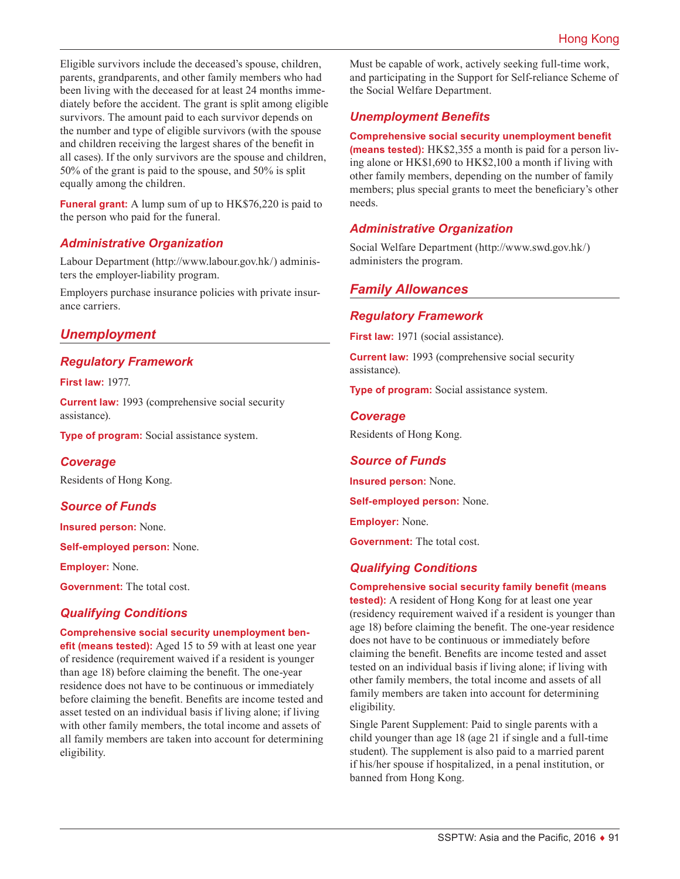Eligible survivors include the deceased's spouse, children, parents, grandparents, and other family members who had been living with the deceased for at least 24 months immediately before the accident. The grant is split among eligible survivors. The amount paid to each survivor depends on the number and type of eligible survivors (with the spouse and children receiving the largest shares of the benefit in all cases). If the only survivors are the spouse and children, 50% of the grant is paid to the spouse, and 50% is split equally among the children.

**Funeral grant:** A lump sum of up to HK$76,220 is paid to the person who paid for the funeral.

### Administrative Organization

Labour Department (http://www.labour.gov.hk/) administers the employer-liability program.

Employers purchase insurance policies with private insurance carriers.

## Unemployment

### Regulatory Framework

**First law:** 1977.

**Current law:** 1993 (comprehensive social security assistance).

**Type of program:** Social assistance system.

### Coverage

Residents of Hong Kong.

### Source of Funds

**Insured person:** None.

**Self-employed person:** None.

**Employer:** None.

**Government:** The total cost.

### Qualifying Conditions

**Comprehensive social security unemployment benefit (means tested):** Aged 15 to 59 with at least one year of residence (requirement waived if a resident is younger than age 18) before claiming the benefit. The one-year residence does not have to be continuous or immediately before claiming the benefit. Benefits are income tested and asset tested on an individual basis if living alone; if living with other family members, the total income and assets of all family members are taken into account for determining eligibility.

Must be capable of work, actively seeking full-time work, and participating in the Support for Self-reliance Scheme of the Social Welfare Department.

### Unemployment Benefits

**Comprehensive social security unemployment benefit (means tested):** HK$2,355 a month is paid for a person living alone or HK$1,690 to HK$2,100 a month if living with other family members, depending on the number of family members; plus special grants to meet the beneficiary's other needs.

### Administrative Organization

Social Welfare Department (http://www.swd.gov.hk/) administers the program.

## Family Allowances

### Regulatory Framework

**First law:** 1971 (social assistance).

**Current law:** 1993 (comprehensive social security assistance).

**Type of program:** Social assistance system.

### Coverage

Residents of Hong Kong.

### Source of Funds

**Insured person:** None.

**Self-employed person:** None.

**Employer:** None.

**Government:** The total cost.

### Qualifying Conditions

**Comprehensive social security family benefit (means tested):** A resident of Hong Kong for at least one year (residency requirement waived if a resident is younger than age 18) before claiming the benefit. The one-year residence does not have to be continuous or immediately before claiming the benefit. Benefits are income tested and asset tested on an individual basis if living alone; if living with other family members, the total income and assets of all family members are taken into account for determining eligibility.

Single Parent Supplement: Paid to single parents with a child younger than age 18 (age 21 if single and a full-time student). The supplement is also paid to a married parent if his/her spouse if hospitalized, in a penal institution, or banned from Hong Kong.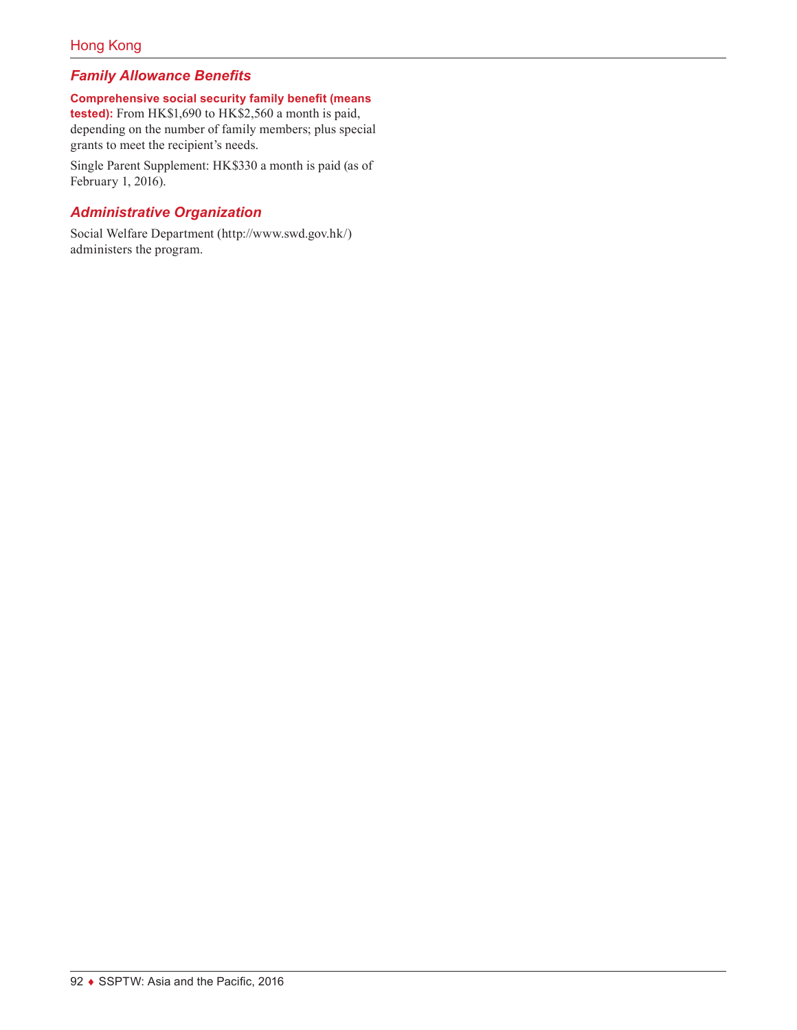### *Family Allowance Benefits*

**Comprehensive social security family benefit (means tested):** From HK$1,690 to HK$2,560 a month is paid, depending on the number of family members; plus special grants to meet the recipient's needs.

Single Parent Supplement: HK$330 a month is paid (as of February 1, 2016).

### *Administrative Organization*

Social Welfare Department (http://www.swd.gov.hk/) administers the program.